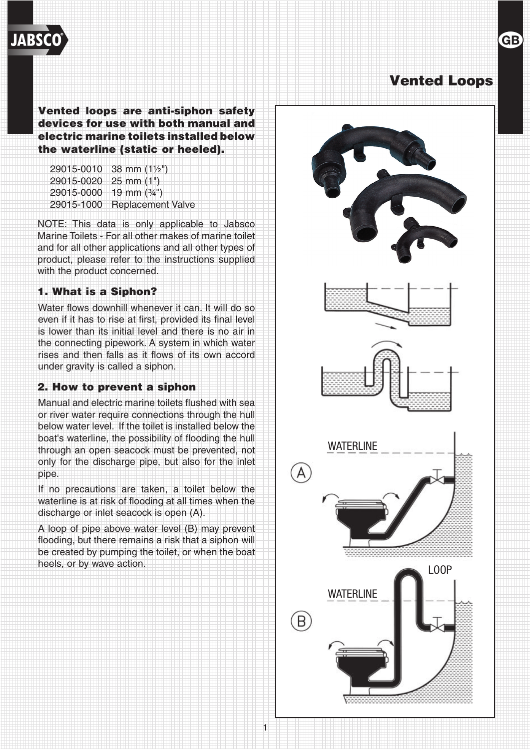# Vented Loops

**Vented loops are anti-siphon safety devices for use with both manual and electric marine toilets installed below the waterline (static or heeled).**

| | |
|---|---|
| 29015-0010 | 38 mm (1½") |
| 29015-0020 | 25 mm (1") |
| 29015-0000 | 19 mm (¾") |
| 29015-1000 | Replacement Valve |

NOTE: This data is only applicable to Jabsco Marine Toilets - For all other makes of marine toilet and for all other applications and all other types of product, please refer to the instructions supplied with the product concerned.

## 1. What is a Siphon?

Water flows downhill whenever it can. It will do so even if it has to rise at first, provided its final level is lower than its initial level and there is no air in the connecting pipework. A system in which water rises and then falls as it flows of its own accord under gravity is called a siphon.

## 2. How to prevent a siphon

Manual and electric marine toilets flushed with sea or river water require connections through the hull below water level. If the toilet is installed below the boat's waterline, the possibility of flooding the hull through an open seacock must be prevented, not only for the discharge pipe, but also for the inlet pipe.

If no precautions are taken, a toilet below the waterline is at risk of flooding at all times when the discharge or inlet seacock is open (A).

A loop of pipe above water level (B) may prevent flooding, but there remains a risk that a siphon will be created by pumping the toilet, or when the boat heels, or by wave action.

WATERLINE

A

LOOP

WATERLINE

B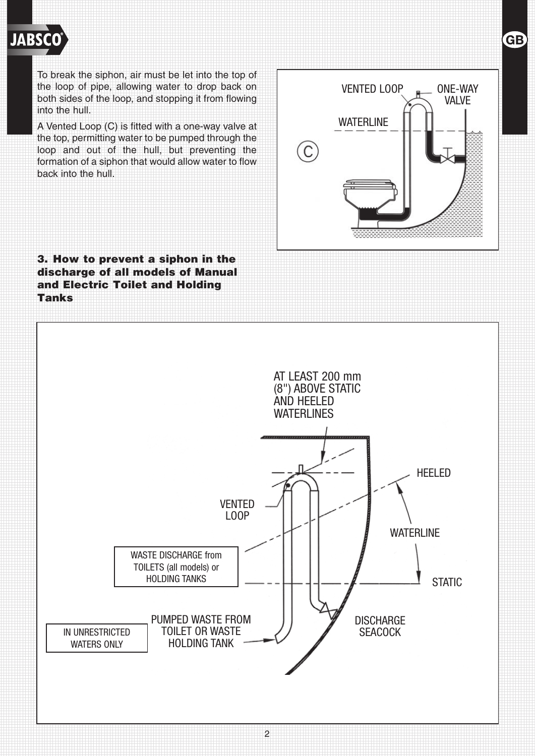To break the siphon, air must be let into the top of the loop of pipe, allowing water to drop back on both sides of the loop, and stopping it from flowing into the hull.

A Vented Loop (C) is fitted with a one-way valve at the top, permitting water to be pumped through the loop and out of the hull, but preventing the formation of a siphon that would allow water to flow back into the hull.

VENTED LOOP

ONE-WAY VALVE

WATERLINE

C

### 3. How to prevent a siphon in the discharge of all models of Manual and Electric Toilet and Holding Tanks

AT LEAST 200 mm (8") ABOVE STATIC AND HEELED WATERLINES

HEELED

VENTED LOOP

WATERLINE

WASTE DISCHARGE from TOILETS (all models) or HOLDING TANKS

STATIC

PUMPED WASTE FROM TOILET OR WASTE HOLDING TANK

DISCHARGE SEACOCK

IN UNRESTRICTED WATERS ONLY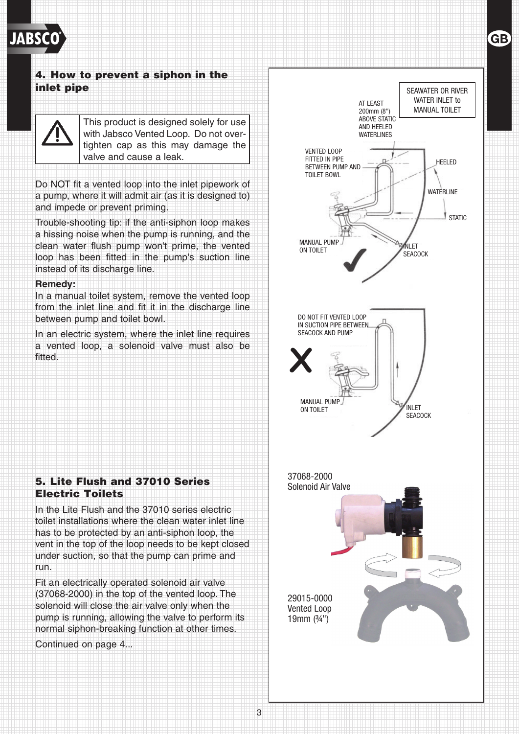## 4. How to prevent a siphon in the inlet pipe

| ⚠ | This product is designed solely for use with Jabsco Vented Loop. Do not over-tighten cap as this may damage the valve and cause a leak. |
|---|---|

Do NOT fit a vented loop into the inlet pipework of a pump, where it will admit air (as it is designed to) and impede or prevent priming.

Trouble-shooting tip: if the anti-siphon loop makes a hissing noise when the pump is running, and the clean water flush pump won't prime, the vented loop has been fitted in the pump's suction line instead of its discharge line.

**Remedy:**

In a manual toilet system, remove the vented loop from the inlet line and fit it in the discharge line between pump and toilet bowl.

In an electric system, where the inlet line requires a vented loop, a solenoid valve must also be fitted.

SEAWATER OR RIVER WATER INLET to MANUAL TOILET

AT LEAST 200mm (8") ABOVE STATIC AND HEELED WATERLINES

VENTED LOOP FITTED IN PIPE BETWEEN PUMP AND TOILET BOWL

HEELED

WATERLINE

STATIC

MANUAL PUMP ON TOILET

INLET SEACOCK

DO NOT FIT VENTED LOOP IN SUCTION PIPE BETWEEN SEACOCK AND PUMP

MANUAL PUMP ON TOILET

INLET SEACOCK

## 5. Lite Flush and 37010 Series Electric Toilets

In the Lite Flush and the 37010 series electric toilet installations where the clean water inlet line has to be protected by an anti-siphon loop, the vent in the top of the loop needs to be kept closed under suction, so that the pump can prime and run.

Fit an electrically operated solenoid air valve (37068-2000) in the top of the vented loop. The solenoid will close the air valve only when the pump is running, allowing the valve to perform its normal siphon-breaking function at other times.

Continued on page 4...

37068-2000
Solenoid Air Valve

29015-0000
Vented Loop
19mm (¾")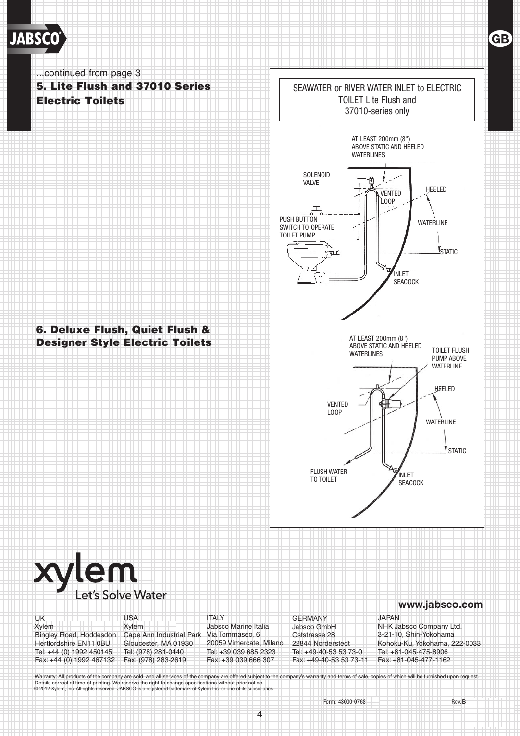...continued from page 3

## 5. Lite Flush and 37010 Series Electric Toilets

SEAWATER or RIVER WATER INLET to ELECTRIC TOILET Lite Flush and 37010-series only

AT LEAST 200mm (8") ABOVE STATIC AND HEELED WATERLINES

SOLENOID VALVE

VENTED LOOP

HEELED

PUSH BUTTON SWITCH TO OPERATE TOILET PUMP

WATERLINE

STATIC

INLET SEACOCK

## 6. Deluxe Flush, Quiet Flush & Designer Style Electric Toilets

AT LEAST 200mm (8") ABOVE STATIC AND HEELED WATERLINES

TOILET FLUSH PUMP ABOVE WATERLINE

HEELED

VENTED LOOP

WATERLINE

STATIC

FLUSH WATER TO TOILET

INLET SEACOCK

xylem
Let's Solve Water

**www.jabsco.com**

| UK | USA | ITALY | GERMANY | JAPAN |
|---|---|---|---|---|
| Xylem | Xylem | Jabsco Marine Italia | Jabsco GmbH | NHK Jabsco Company Ltd. |
| Bingley Road, Hoddesdon | Cape Ann Industrial Park | Via Tommaseo, 6 | Oststrasse 28 | 3-21-10, Shin-Yokohama |
| Hertfordshire EN11 0BU | Gloucester, MA 01930 | 20059 Vimercate, Milano | 22844 Norderstedt | Kohoku-Ku, Yokohama, 222-0033 |
| Tel: +44 (0) 1992 450145 | Tel: (978) 281-0440 | Tel: +39 039 685 2323 | Tel: +49-40-53 53 73-0 | Tel: +81-045-475-8906 |
| Fax: +44 (0) 1992 467132 | Fax: (978) 283-2619 | Fax: +39 039 666 307 | Fax: +49-40-53 53 73-11 | Fax: +81-045-477-1162 |

Warranty: All products of the company are sold, and all services of the company are offered subject to the company's warranty and terms of sale, copies of which will be furnished upon request.
Details correct at time of printing. We reserve the right to change specifications without prior notice.
© 2012 Xylem, Inc. All rights reserved. JABSCO is a registered trademark of Xylem Inc. or one of its subsidiaries.

Form: 43000-0768 Rev. B